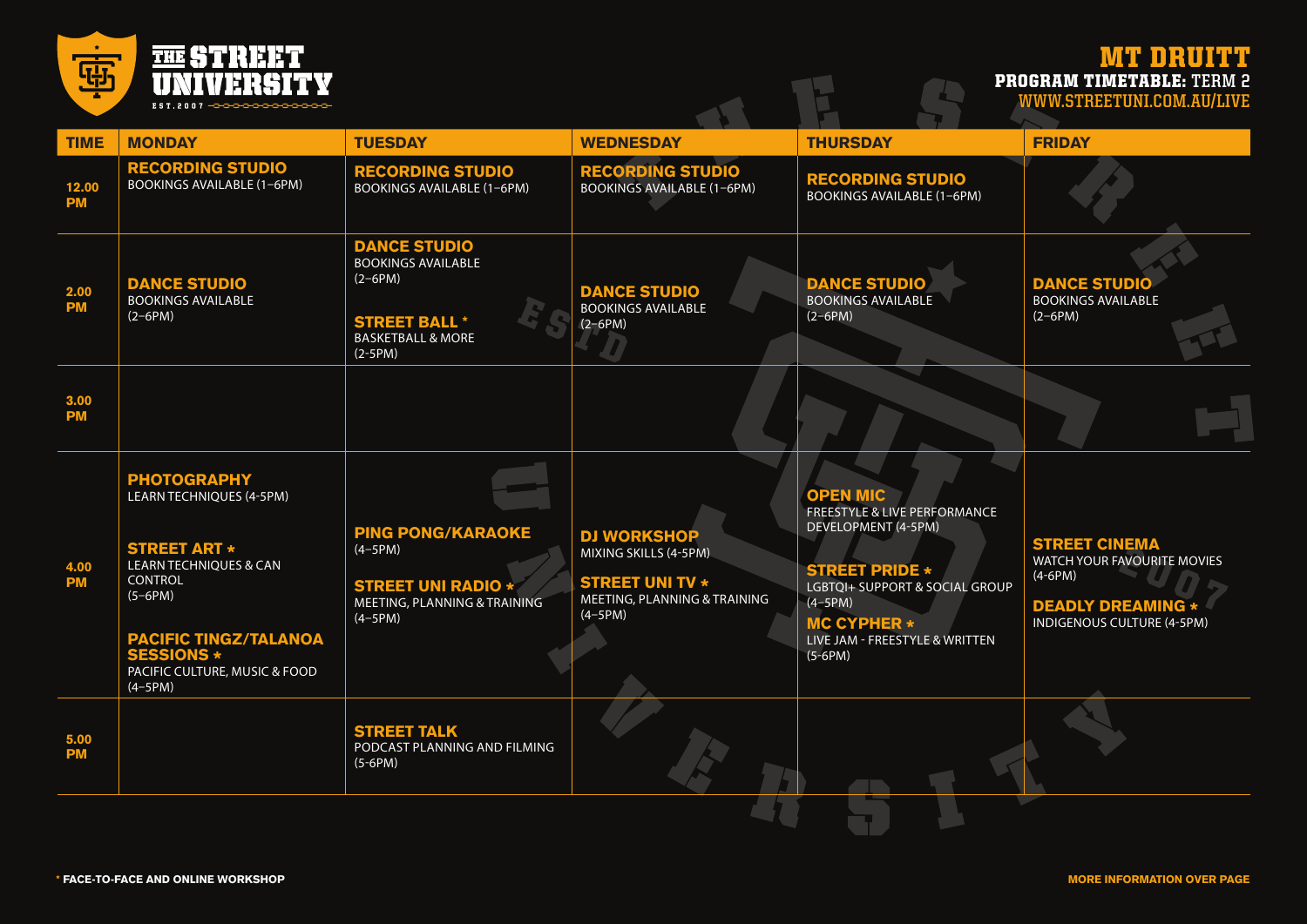# THE STREET UNIVERSITY

EST. 2007

## MT DRUITT

**PROGRAM TIMETABLE:** TERM 2

WWW.STREETUNI.COM.AU/LIVE

| TIME | MONDAY | TUESDAY | WEDNESDAY | THURSDAY | FRIDAY |
|---|---|---|---|---|---|
| 12.00 PM | **RECORDING STUDIO** BOOKINGS AVAILABLE (1–6PM) | **RECORDING STUDIO** BOOKINGS AVAILABLE (1–6PM) | **RECORDING STUDIO** BOOKINGS AVAILABLE (1–6PM) | **RECORDING STUDIO** BOOKINGS AVAILABLE (1–6PM) | |
| 2.00 PM | **DANCE STUDIO** BOOKINGS AVAILABLE (2–6PM) | **DANCE STUDIO** BOOKINGS AVAILABLE (2–6PM)<br><br>**STREET BALL** * BASKETBALL & MORE (2-5PM) | **DANCE STUDIO** BOOKINGS AVAILABLE (2–6PM) | **DANCE STUDIO** BOOKINGS AVAILABLE (2–6PM) | **DANCE STUDIO** BOOKINGS AVAILABLE (2–6PM) |
| 3.00 PM | | | | | |
| 4.00 PM | **PHOTOGRAPHY** LEARN TECHNIQUES (4-5PM)<br><br>**STREET ART** * LEARN TECHNIQUES & CAN CONTROL (5–6PM)<br><br>**PACIFIC TINGZ/TALANOA SESSIONS** * PACIFIC CULTURE, MUSIC & FOOD (4–5PM) | **PING PONG/KARAOKE** (4–5PM)<br><br>**STREET UNI RADIO** * MEETING, PLANNING & TRAINING (4–5PM) | **DJ WORKSHOP** MIXING SKILLS (4-5PM)<br><br>**STREET UNI TV** * MEETING, PLANNING & TRAINING (4–5PM) | **OPEN MIC** FREESTYLE & LIVE PERFORMANCE DEVELOPMENT (4-5PM)<br><br>**STREET PRIDE** * LGBTQI+ SUPPORT & SOCIAL GROUP (4–5PM)<br><br>**MC CYPHER** * LIVE JAM - FREESTYLE & WRITTEN (5-6PM) | **STREET CINEMA** WATCH YOUR FAVOURITE MOVIES (4-6PM)<br><br>**DEADLY DREAMING** * INDIGENOUS CULTURE (4-5PM) |
| 5.00 PM | | **STREET TALK** PODCAST PLANNING AND FILMING (5-6PM) | | | |

\* FACE-TO-FACE AND ONLINE WORKSHOP

MORE INFORMATION OVER PAGE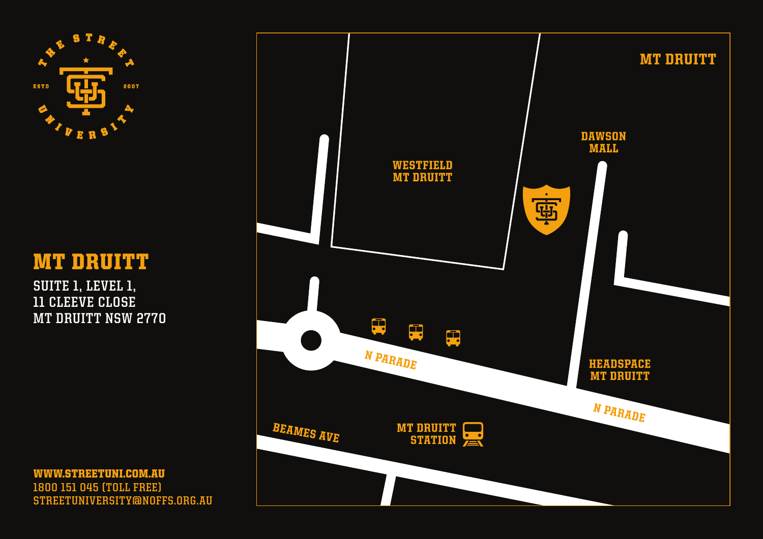THE STREET UNIVERSITY

ESTD 2007

# MT DRUITT

SUITE 1, LEVEL 1,
11 CLEEVE CLOSE
MT DRUITT NSW 2770

**WWW.STREETUNI.COM.AU**
1800 151 045 (TOLL FREE)
STREETUNIVERSITY@NOFFS.ORG.AU

MT DRUITT

DAWSON MALL

WESTFIELD MT DRUITT

N PARADE

HEADSPACE MT DRUITT

N PARADE

BEAMES AVE

MT DRUITT STATION